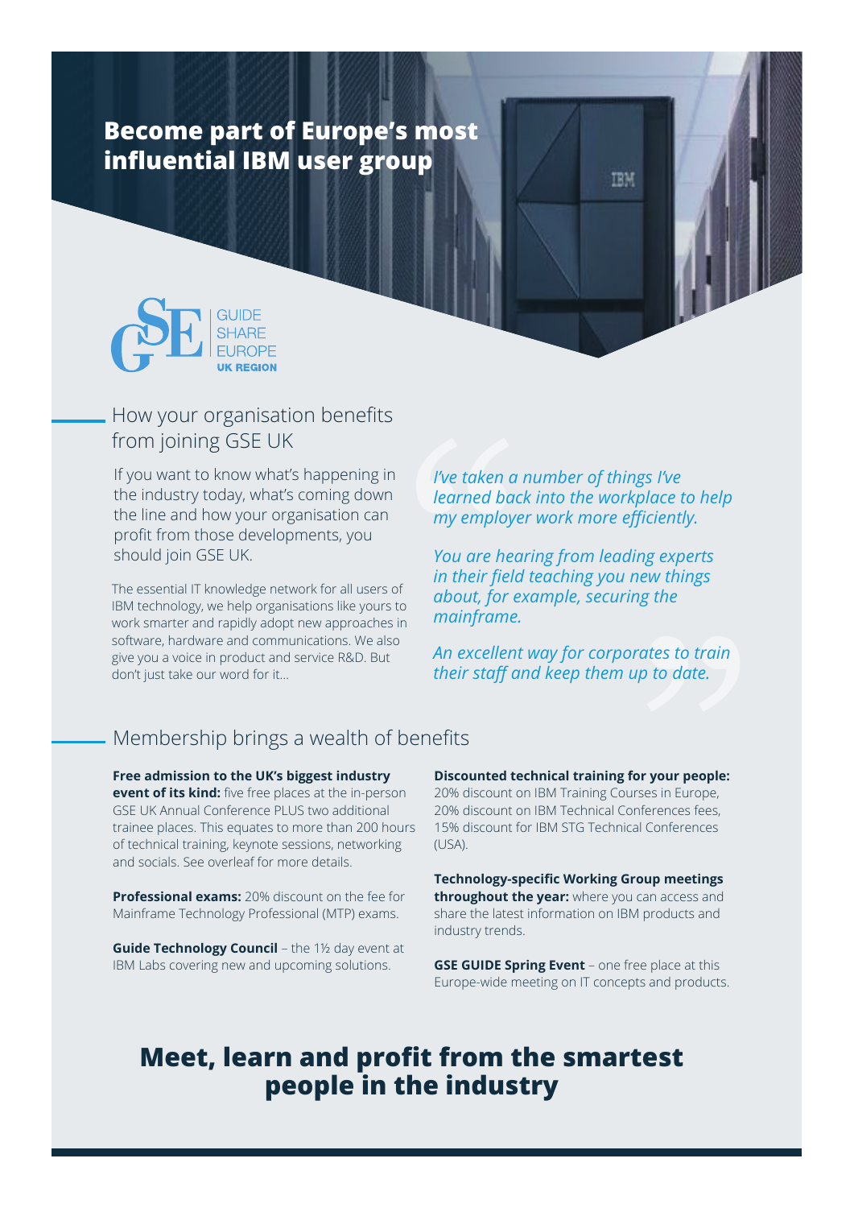# Become part of Europe's most influential IBM user group

GSE GUIDE SHARE EUROPE **UK REGION**

## How your organisation benefits from joining GSE UK

If you want to know what's happening in the industry today, what's coming down the line and how your organisation can profit from those developments, you should join GSE UK.

The essential IT knowledge network for all users of IBM technology, we help organisations like yours to work smarter and rapidly adopt new approaches in software, hardware and communications. We also give you a voice in product and service R&D. But don't just take our word for it...

> *I've taken a number of things I've learned back into the workplace to help my employer work more efficiently.*
>
> *You are hearing from leading experts in their field teaching you new things about, for example, securing the mainframe.*
>
> *An excellent way for corporates to train their staff and keep them up to date.*

## Membership brings a wealth of benefits

**Free admission to the UK's biggest industry event of its kind:** five free places at the in-person GSE UK Annual Conference PLUS two additional trainee places. This equates to more than 200 hours of technical training, keynote sessions, networking and socials. See overleaf for more details.

**Professional exams:** 20% discount on the fee for Mainframe Technology Professional (MTP) exams.

**Guide Technology Council** – the 1½ day event at IBM Labs covering new and upcoming solutions.

**Discounted technical training for your people:** 20% discount on IBM Training Courses in Europe, 20% discount on IBM Technical Conferences fees, 15% discount for IBM STG Technical Conferences (USA).

**Technology-specific Working Group meetings throughout the year:** where you can access and share the latest information on IBM products and industry trends.

**GSE GUIDE Spring Event** – one free place at this Europe-wide meeting on IT concepts and products.

# Meet, learn and profit from the smartest people in the industry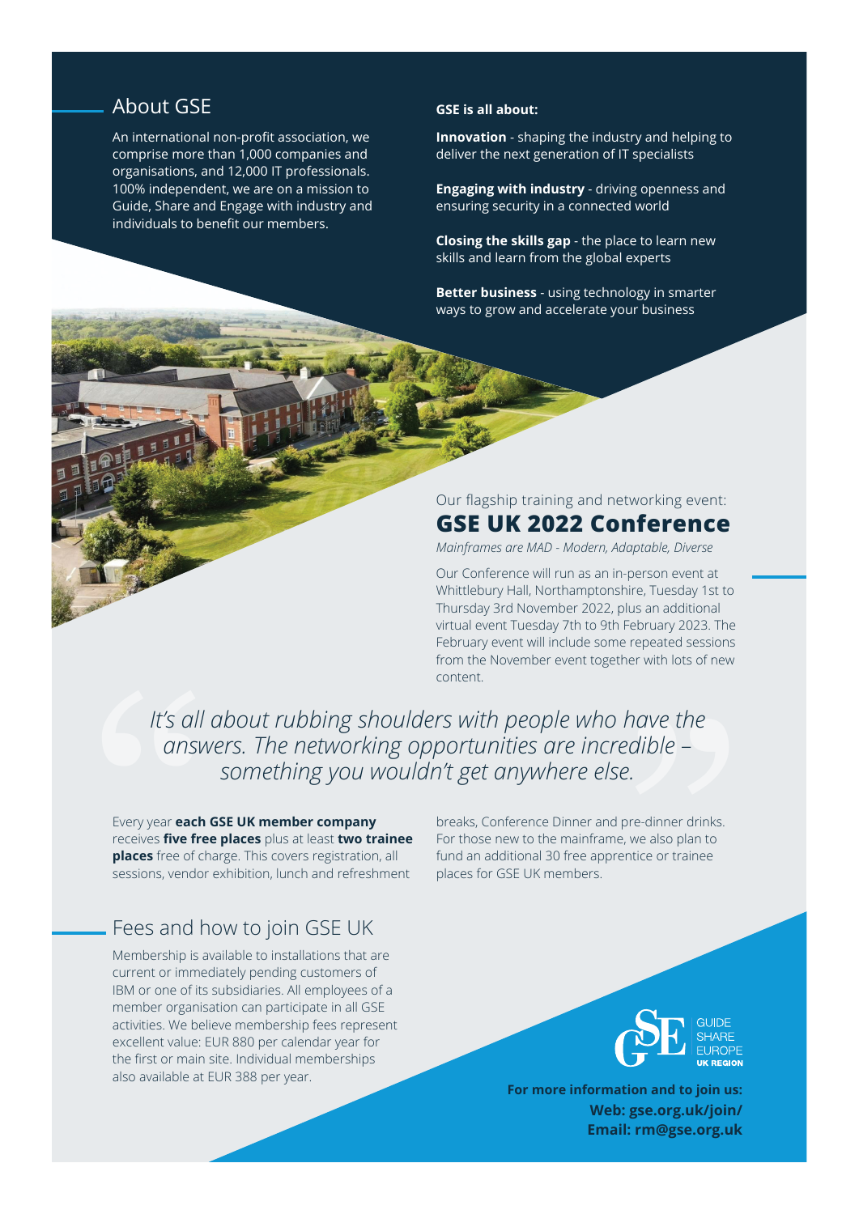## About GSE

An international non-profit association, we comprise more than 1,000 companies and organisations, and 12,000 IT professionals. 100% independent, we are on a mission to Guide, Share and Engage with industry and individuals to benefit our members.

**GSE is all about:**

**Innovation** - shaping the industry and helping to deliver the next generation of IT specialists

**Engaging with industry** - driving openness and ensuring security in a connected world

**Closing the skills gap** - the place to learn new skills and learn from the global experts

**Better business** - using technology in smarter ways to grow and accelerate your business

Our flagship training and networking event:

## GSE UK 2022 Conference

*Mainframes are MAD - Modern, Adaptable, Diverse*

Our Conference will run as an in-person event at Whittlebury Hall, Northamptonshire, Tuesday 1st to Thursday 3rd November 2022, plus an additional virtual event Tuesday 7th to 9th February 2023. The February event will include some repeated sessions from the November event together with lots of new content.

> *It's all about rubbing shoulders with people who have the answers. The networking opportunities are incredible – something you wouldn't get anywhere else.*

Every year **each GSE UK member company** receives **five free places** plus at least **two trainee places** free of charge. This covers registration, all sessions, vendor exhibition, lunch and refreshment breaks, Conference Dinner and pre-dinner drinks. For those new to the mainframe, we also plan to fund an additional 30 free apprentice or trainee places for GSE UK members.

## Fees and how to join GSE UK

Membership is available to installations that are current or immediately pending customers of IBM or one of its subsidiaries. All employees of a member organisation can participate in all GSE activities. We believe membership fees represent excellent value: EUR 880 per calendar year for the first or main site. Individual memberships also available at EUR 388 per year.

GSE GUIDE SHARE EUROPE UK REGION

**For more information and to join us:**
**Web: gse.org.uk/join/**
**Email: rm@gse.org.uk**